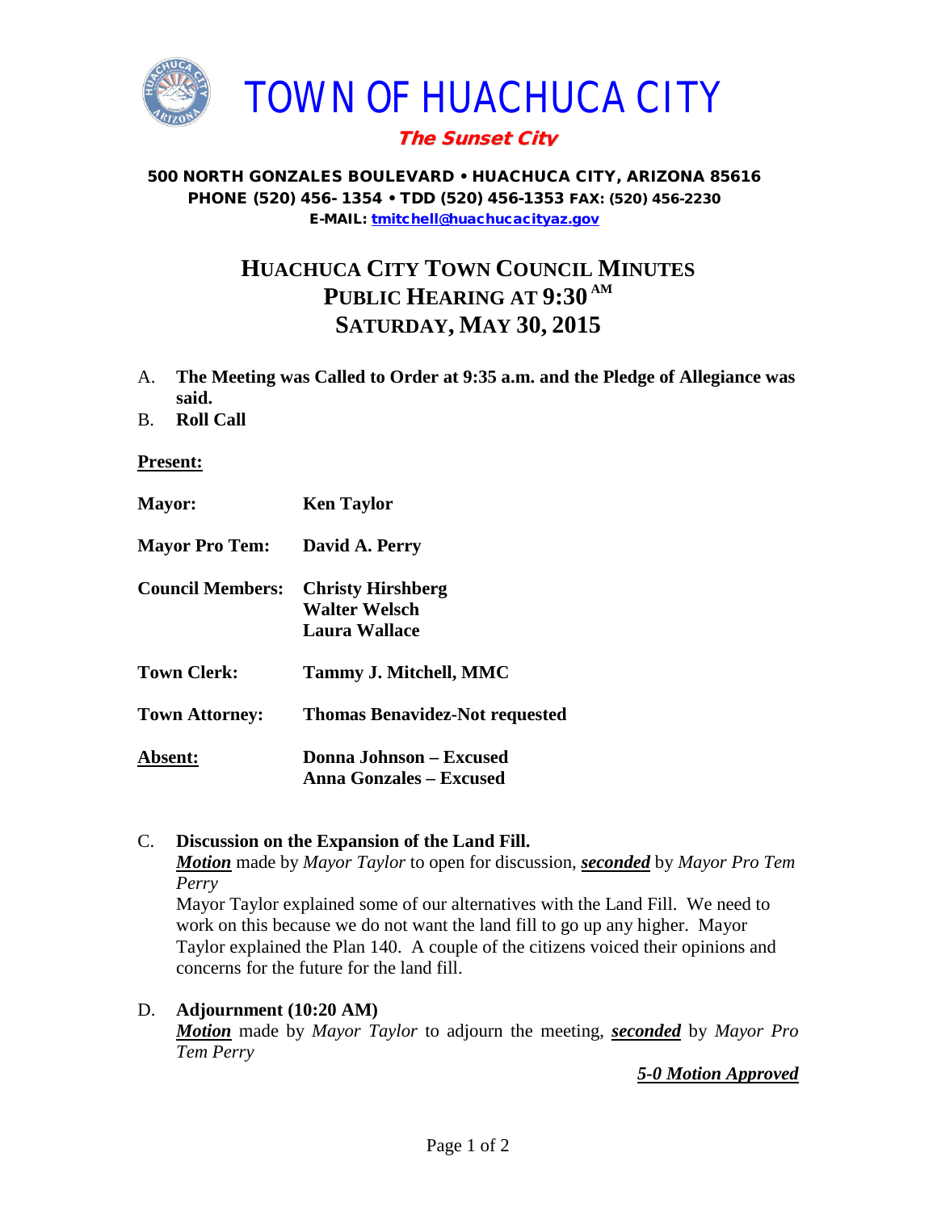# TOWN OF HUACHUCA CITY

***The Sunset City***

**500 NORTH GONZALES BOULEVARD • HUACHUCA CITY, ARIZONA 85616**
**PHONE (520) 456- 1354 • TDD (520) 456-1353 FAX: (520) 456-2230**
**E-MAIL: tmitchell@huachucacityaz.gov**

## HUACHUCA CITY TOWN COUNCIL MINUTES
## PUBLIC HEARING AT 9:30 AM
## SATURDAY, MAY 30, 2015

A. **The Meeting was Called to Order at 9:35 a.m. and the Pledge of Allegiance was said.**
B. **Roll Call**

**Present:**

| | |
|---|---|
| **Mayor:** | **Ken Taylor** |
| **Mayor Pro Tem:** | **David A. Perry** |
| **Council Members:** | **Christy Hirshberg**<br>**Walter Welsch**<br>**Laura Wallace** |
| **Town Clerk:** | **Tammy J. Mitchell, MMC** |
| **Town Attorney:** | **Thomas Benavidez-Not requested** |
| **Absent:** | **Donna Johnson – Excused**<br>**Anna Gonzales – Excused** |

C. **Discussion on the Expansion of the Land Fill.**
***Motion*** made by *Mayor Taylor* to open for discussion, ***seconded*** by *Mayor Pro Tem Perry*
Mayor Taylor explained some of our alternatives with the Land Fill. We need to work on this because we do not want the land fill to go up any higher. Mayor Taylor explained the Plan 140. A couple of the citizens voiced their opinions and concerns for the future for the land fill.

D. **Adjournment (10:20 AM)**
***Motion*** made by *Mayor Taylor* to adjourn the meeting, ***seconded*** by *Mayor Pro Tem Perry*

***5-0 Motion Approved***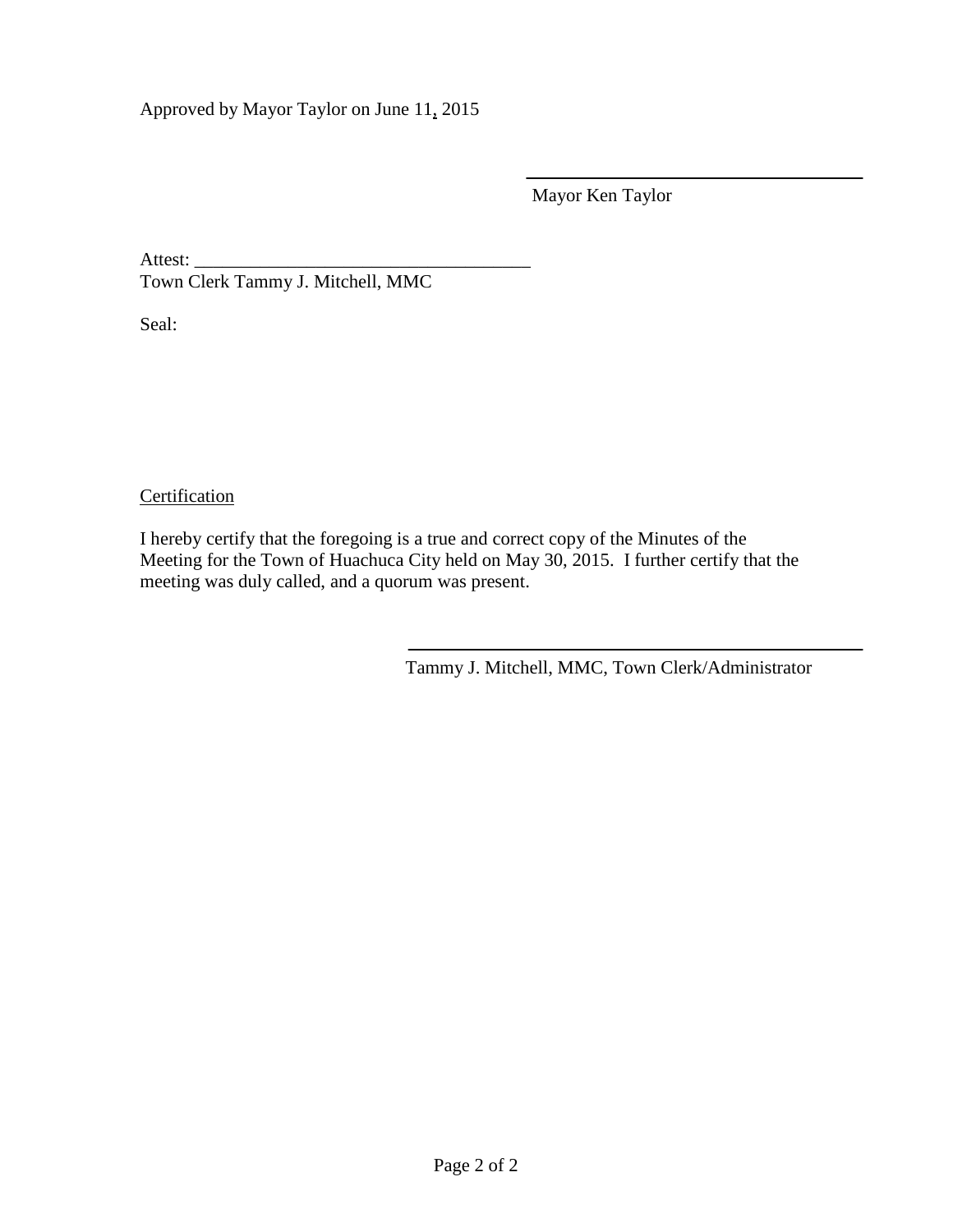Approved by Mayor Taylor on June 11, 2015

\_\_\_\_\_\_\_\_\_\_\_\_\_\_\_\_\_\_\_\_\_\_\_\_\_\_\_\_\_\_\_\_\_\_\_\_

Mayor Ken Taylor

Attest: \_\_\_\_\_\_\_\_\_\_\_\_\_\_\_\_\_\_\_\_\_\_\_\_\_\_\_\_\_\_\_\_\_\_\_\_

Town Clerk Tammy J. Mitchell, MMC

Seal:

<u>Certification</u>

I hereby certify that the foregoing is a true and correct copy of the Minutes of the Meeting for the Town of Huachuca City held on May 30, 2015. I further certify that the meeting was duly called, and a quorum was present.

\_\_\_\_\_\_\_\_\_\_\_\_\_\_\_\_\_\_\_\_\_\_\_\_\_\_\_\_\_\_\_\_\_\_\_\_\_\_\_\_\_\_\_\_

Tammy J. Mitchell, MMC, Town Clerk/Administrator